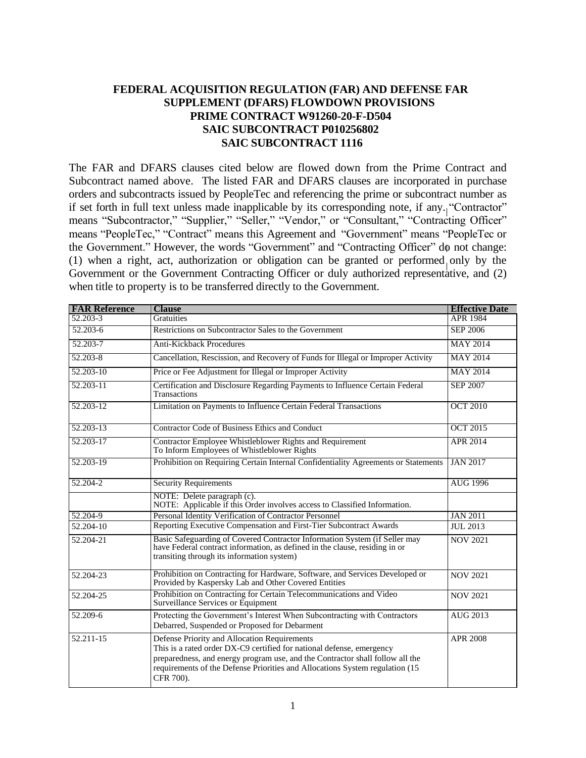# FEDERAL ACQUISITION REGULATION (FAR) AND DEFENSE FAR SUPPLEMENT (DFARS) FLOWDOWN PROVISIONS
# PRIME CONTRACT W91260-20-F-D504
# SAIC SUBCONTRACT P010256802
# SAIC SUBCONTRACT 1116

The FAR and DFARS clauses cited below are flowed down from the Prime Contract and Subcontract named above. The listed FAR and DFARS clauses are incorporated in purchase orders and subcontracts issued by PeopleTec and referencing the prime or subcontract number as if set forth in full text unless made inapplicable by its corresponding note, if any. "Contractor" means "Subcontractor," "Supplier," "Seller," "Vendor," or "Consultant," "Contracting Officer" means "PeopleTec," "Contract" means this Agreement and "Government" means "PeopleTec or the Government." However, the words "Government" and "Contracting Officer" do not change: (1) when a right, act, authorization or obligation can be granted or performed only by the Government or the Government Contracting Officer or duly authorized representative, and (2) when title to property is to be transferred directly to the Government.

| FAR Reference | Clause | Effective Date |
|---|---|---|
| 52.203-3 | Gratuities | APR 1984 |
| 52.203-6 | Restrictions on Subcontractor Sales to the Government | SEP 2006 |
| 52.203-7 | Anti-Kickback Procedures | MAY 2014 |
| 52.203-8 | Cancellation, Rescission, and Recovery of Funds for Illegal or Improper Activity | MAY 2014 |
| 52.203-10 | Price or Fee Adjustment for Illegal or Improper Activity | MAY 2014 |
| 52.203-11 | Certification and Disclosure Regarding Payments to Influence Certain Federal Transactions | SEP 2007 |
| 52.203-12 | Limitation on Payments to Influence Certain Federal Transactions | OCT 2010 |
| 52.203-13 | Contractor Code of Business Ethics and Conduct | OCT 2015 |
| 52.203-17 | Contractor Employee Whistleblower Rights and Requirement To Inform Employees of Whistleblower Rights | APR 2014 |
| 52.203-19 | Prohibition on Requiring Certain Internal Confidentiality Agreements or Statements | JAN 2017 |
| 52.204-2 | Security Requirements | AUG 1996 |
| | NOTE: Delete paragraph (c).<br>NOTE: Applicable if this Order involves access to Classified Information. | |
| 52.204-9 | Personal Identity Verification of Contractor Personnel | JAN 2011 |
| 52.204-10 | Reporting Executive Compensation and First-Tier Subcontract Awards | JUL 2013 |
| 52.204-21 | Basic Safeguarding of Covered Contractor Information System (if Seller may have Federal contract information, as defined in the clause, residing in or transiting through its information system) | NOV 2021 |
| 52.204-23 | Prohibition on Contracting for Hardware, Software, and Services Developed or Provided by Kaspersky Lab and Other Covered Entities | NOV 2021 |
| 52.204-25 | Prohibition on Contracting for Certain Telecommunications and Video Surveillance Services or Equipment | NOV 2021 |
| 52.209-6 | Protecting the Government's Interest When Subcontracting with Contractors Debarred, Suspended or Proposed for Debarment | AUG 2013 |
| 52.211-15 | Defense Priority and Allocation Requirements<br>This is a rated order DX-C9 certified for national defense, emergency preparedness, and energy program use, and the Contractor shall follow all the requirements of the Defense Priorities and Allocations System regulation (15 CFR 700). | APR 2008 |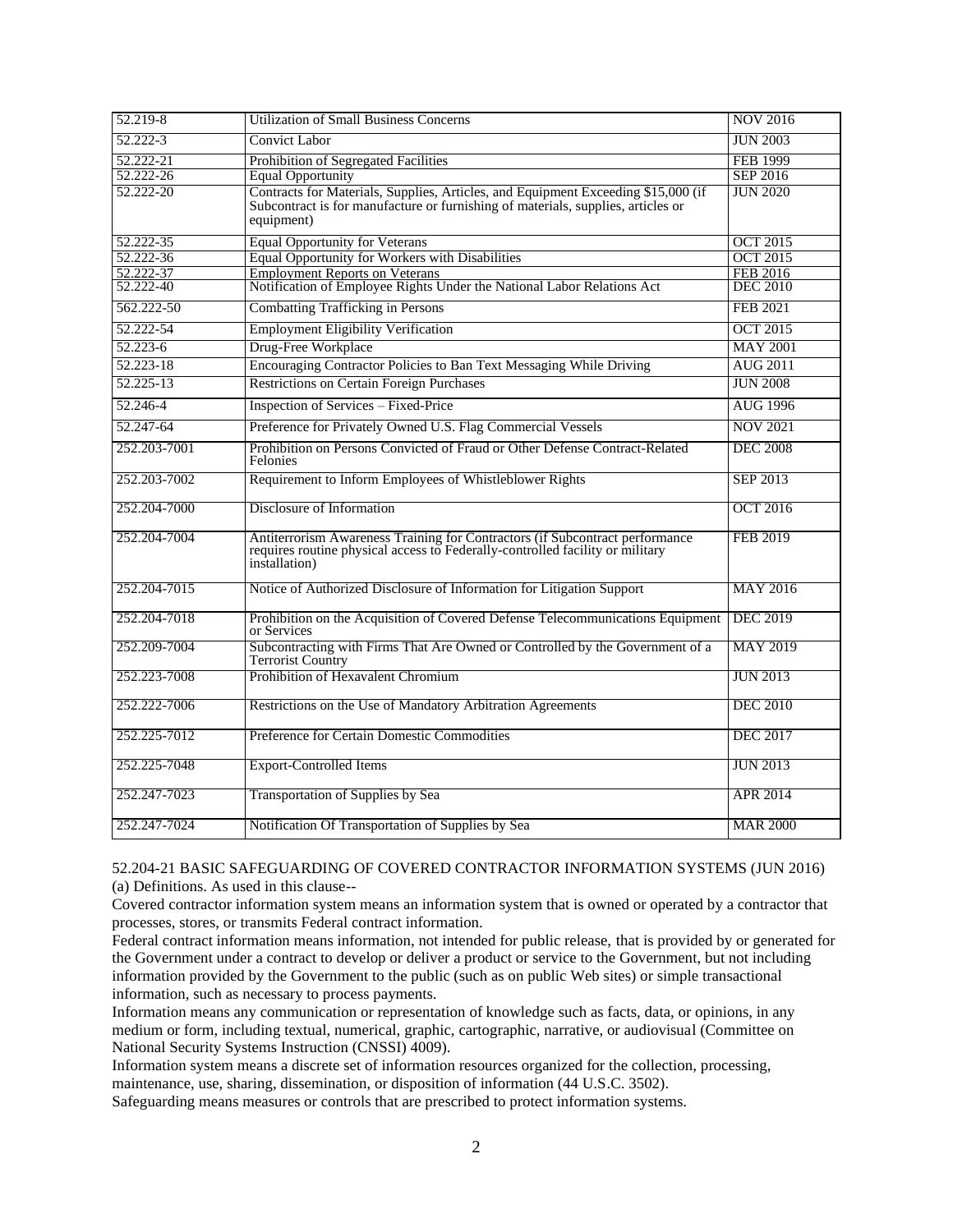| 52.219-8 | Utilization of Small Business Concerns | NOV 2016 |
|---|---|---|
| 52.222-3 | Convict Labor | JUN 2003 |
| 52.222-21 | Prohibition of Segregated Facilities | FEB 1999 |
| 52.222-26 | Equal Opportunity | SEP 2016 |
| 52.222-20 | Contracts for Materials, Supplies, Articles, and Equipment Exceeding $15,000 (if Subcontract is for manufacture or furnishing of materials, supplies, articles or equipment) | JUN 2020 |
| 52.222-35 | Equal Opportunity for Veterans | OCT 2015 |
| 52.222-36 | Equal Opportunity for Workers with Disabilities | OCT 2015 |
| 52.222-37 | Employment Reports on Veterans | FEB 2016 |
| 52.222-40 | Notification of Employee Rights Under the National Labor Relations Act | DEC 2010 |
| 562.222-50 | Combatting Trafficking in Persons | FEB 2021 |
| 52.222-54 | Employment Eligibility Verification | OCT 2015 |
| 52.223-6 | Drug-Free Workplace | MAY 2001 |
| 52.223-18 | Encouraging Contractor Policies to Ban Text Messaging While Driving | AUG 2011 |
| 52.225-13 | Restrictions on Certain Foreign Purchases | JUN 2008 |
| 52.246-4 | Inspection of Services – Fixed-Price | AUG 1996 |
| 52.247-64 | Preference for Privately Owned U.S. Flag Commercial Vessels | NOV 2021 |
| 252.203-7001 | Prohibition on Persons Convicted of Fraud or Other Defense Contract-Related Felonies | DEC 2008 |
| 252.203-7002 | Requirement to Inform Employees of Whistleblower Rights | SEP 2013 |
| 252.204-7000 | Disclosure of Information | OCT 2016 |
| 252.204-7004 | Antiterrorism Awareness Training for Contractors (if Subcontract performance requires routine physical access to Federally-controlled facility or military installation) | FEB 2019 |
| 252.204-7015 | Notice of Authorized Disclosure of Information for Litigation Support | MAY 2016 |
| 252.204-7018 | Prohibition on the Acquisition of Covered Defense Telecommunications Equipment or Services | DEC 2019 |
| 252.209-7004 | Subcontracting with Firms That Are Owned or Controlled by the Government of a Terrorist Country | MAY 2019 |
| 252.223-7008 | Prohibition of Hexavalent Chromium | JUN 2013 |
| 252.222-7006 | Restrictions on the Use of Mandatory Arbitration Agreements | DEC 2010 |
| 252.225-7012 | Preference for Certain Domestic Commodities | DEC 2017 |
| 252.225-7048 | Export-Controlled Items | JUN 2013 |
| 252.247-7023 | Transportation of Supplies by Sea | APR 2014 |
| 252.247-7024 | Notification Of Transportation of Supplies by Sea | MAR 2000 |

52.204-21 BASIC SAFEGUARDING OF COVERED CONTRACTOR INFORMATION SYSTEMS (JUN 2016)

(a) Definitions. As used in this clause--

Covered contractor information system means an information system that is owned or operated by a contractor that processes, stores, or transmits Federal contract information.

Federal contract information means information, not intended for public release, that is provided by or generated for the Government under a contract to develop or deliver a product or service to the Government, but not including information provided by the Government to the public (such as on public Web sites) or simple transactional information, such as necessary to process payments.

Information means any communication or representation of knowledge such as facts, data, or opinions, in any medium or form, including textual, numerical, graphic, cartographic, narrative, or audiovisual (Committee on National Security Systems Instruction (CNSSI) 4009).

Information system means a discrete set of information resources organized for the collection, processing, maintenance, use, sharing, dissemination, or disposition of information (44 U.S.C. 3502).

Safeguarding means measures or controls that are prescribed to protect information systems.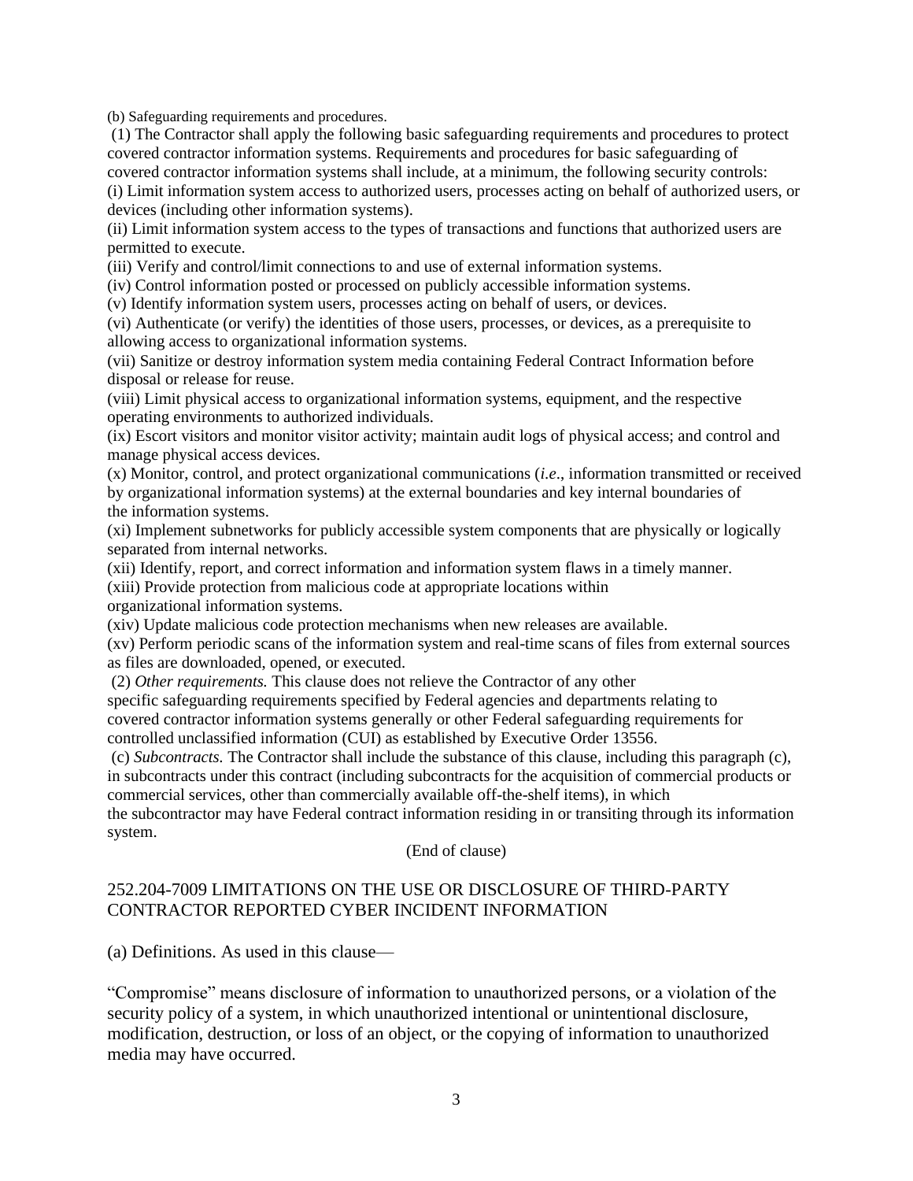(b) Safeguarding requirements and procedures.

(1) The Contractor shall apply the following basic safeguarding requirements and procedures to protect covered contractor information systems. Requirements and procedures for basic safeguarding of covered contractor information systems shall include, at a minimum, the following security controls:

(i) Limit information system access to authorized users, processes acting on behalf of authorized users, or devices (including other information systems).

(ii) Limit information system access to the types of transactions and functions that authorized users are permitted to execute.

(iii) Verify and control/limit connections to and use of external information systems.

(iv) Control information posted or processed on publicly accessible information systems.

(v) Identify information system users, processes acting on behalf of users, or devices.

(vi) Authenticate (or verify) the identities of those users, processes, or devices, as a prerequisite to allowing access to organizational information systems.

(vii) Sanitize or destroy information system media containing Federal Contract Information before disposal or release for reuse.

(viii) Limit physical access to organizational information systems, equipment, and the respective operating environments to authorized individuals.

(ix) Escort visitors and monitor visitor activity; maintain audit logs of physical access; and control and manage physical access devices.

(x) Monitor, control, and protect organizational communications (*i.e*., information transmitted or received by organizational information systems) at the external boundaries and key internal boundaries of the information systems.

(xi) Implement subnetworks for publicly accessible system components that are physically or logically separated from internal networks.

(xii) Identify, report, and correct information and information system flaws in a timely manner.

(xiii) Provide protection from malicious code at appropriate locations within organizational information systems.

(xiv) Update malicious code protection mechanisms when new releases are available.

(xv) Perform periodic scans of the information system and real-time scans of files from external sources as files are downloaded, opened, or executed.

(2) *Other requirements.* This clause does not relieve the Contractor of any other specific safeguarding requirements specified by Federal agencies and departments relating to covered contractor information systems generally or other Federal safeguarding requirements for controlled unclassified information (CUI) as established by Executive Order 13556.

(c) *Subcontracts.* The Contractor shall include the substance of this clause, including this paragraph (c), in subcontracts under this contract (including subcontracts for the acquisition of commercial products or commercial services, other than commercially available off-the-shelf items), in which the subcontractor may have Federal contract information residing in or transiting through its information system.

(End of clause)

## 252.204-7009 LIMITATIONS ON THE USE OR DISCLOSURE OF THIRD-PARTY CONTRACTOR REPORTED CYBER INCIDENT INFORMATION

(a) Definitions. As used in this clause—

“Compromise” means disclosure of information to unauthorized persons, or a violation of the security policy of a system, in which unauthorized intentional or unintentional disclosure, modification, destruction, or loss of an object, or the copying of information to unauthorized media may have occurred.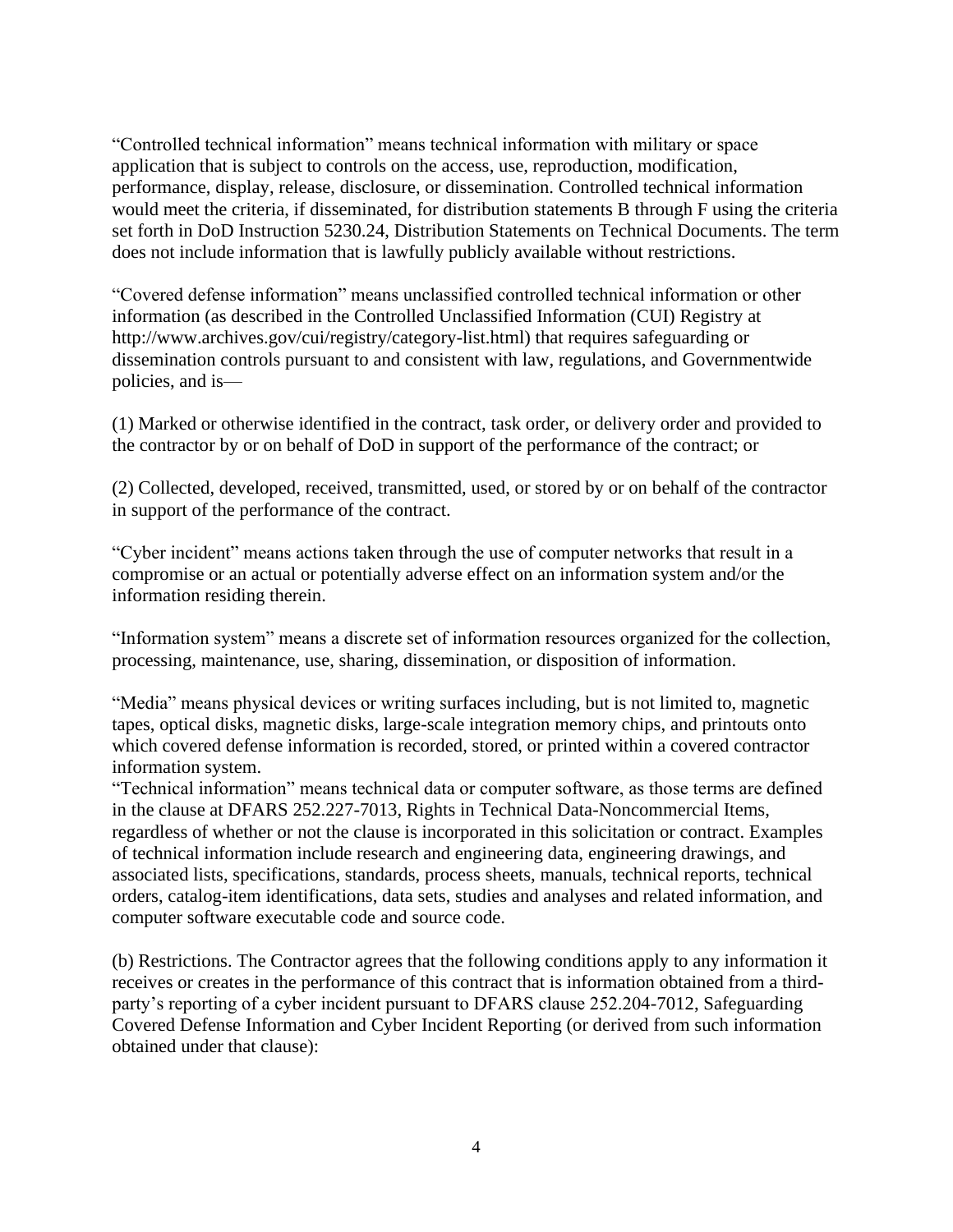"Controlled technical information" means technical information with military or space application that is subject to controls on the access, use, reproduction, modification, performance, display, release, disclosure, or dissemination. Controlled technical information would meet the criteria, if disseminated, for distribution statements B through F using the criteria set forth in DoD Instruction 5230.24, Distribution Statements on Technical Documents. The term does not include information that is lawfully publicly available without restrictions.

"Covered defense information" means unclassified controlled technical information or other information (as described in the Controlled Unclassified Information (CUI) Registry at http://www.archives.gov/cui/registry/category-list.html) that requires safeguarding or dissemination controls pursuant to and consistent with law, regulations, and Governmentwide policies, and is—

(1) Marked or otherwise identified in the contract, task order, or delivery order and provided to the contractor by or on behalf of DoD in support of the performance of the contract; or

(2) Collected, developed, received, transmitted, used, or stored by or on behalf of the contractor in support of the performance of the contract.

"Cyber incident" means actions taken through the use of computer networks that result in a compromise or an actual or potentially adverse effect on an information system and/or the information residing therein.

"Information system" means a discrete set of information resources organized for the collection, processing, maintenance, use, sharing, dissemination, or disposition of information.

"Media" means physical devices or writing surfaces including, but is not limited to, magnetic tapes, optical disks, magnetic disks, large-scale integration memory chips, and printouts onto which covered defense information is recorded, stored, or printed within a covered contractor information system.

"Technical information" means technical data or computer software, as those terms are defined in the clause at DFARS 252.227-7013, Rights in Technical Data-Noncommercial Items, regardless of whether or not the clause is incorporated in this solicitation or contract. Examples of technical information include research and engineering data, engineering drawings, and associated lists, specifications, standards, process sheets, manuals, technical reports, technical orders, catalog-item identifications, data sets, studies and analyses and related information, and computer software executable code and source code.

(b) Restrictions. The Contractor agrees that the following conditions apply to any information it receives or creates in the performance of this contract that is information obtained from a third-party's reporting of a cyber incident pursuant to DFARS clause 252.204-7012, Safeguarding Covered Defense Information and Cyber Incident Reporting (or derived from such information obtained under that clause):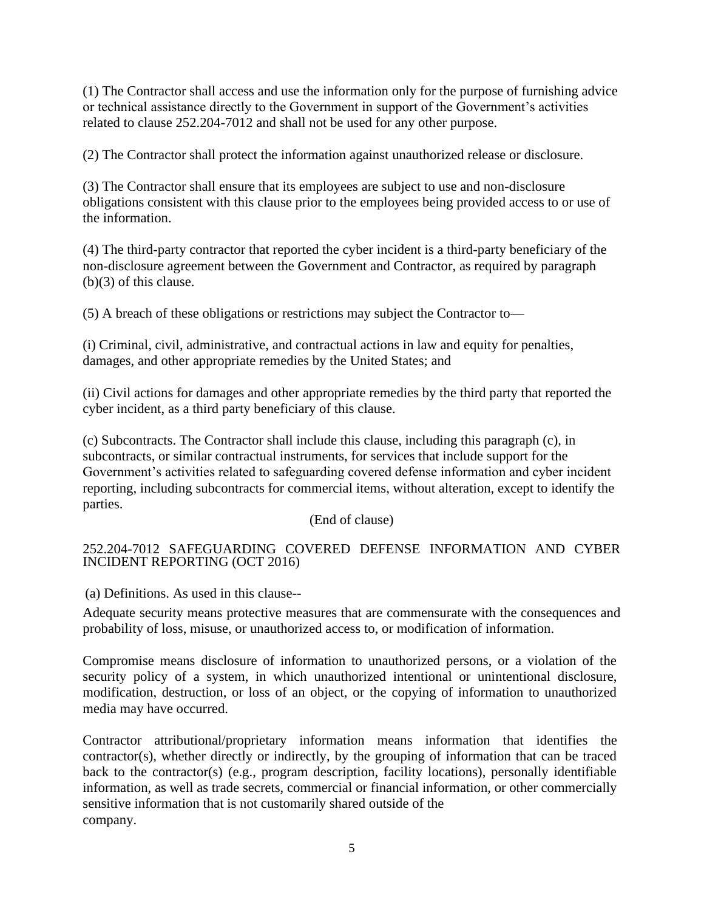(1) The Contractor shall access and use the information only for the purpose of furnishing advice or technical assistance directly to the Government in support of the Government's activities related to clause 252.204-7012 and shall not be used for any other purpose.

(2) The Contractor shall protect the information against unauthorized release or disclosure.

(3) The Contractor shall ensure that its employees are subject to use and non-disclosure obligations consistent with this clause prior to the employees being provided access to or use of the information.

(4) The third-party contractor that reported the cyber incident is a third-party beneficiary of the non-disclosure agreement between the Government and Contractor, as required by paragraph (b)(3) of this clause.

(5) A breach of these obligations or restrictions may subject the Contractor to—

(i) Criminal, civil, administrative, and contractual actions in law and equity for penalties, damages, and other appropriate remedies by the United States; and

(ii) Civil actions for damages and other appropriate remedies by the third party that reported the cyber incident, as a third party beneficiary of this clause.

(c) Subcontracts. The Contractor shall include this clause, including this paragraph (c), in subcontracts, or similar contractual instruments, for services that include support for the Government's activities related to safeguarding covered defense information and cyber incident reporting, including subcontracts for commercial items, without alteration, except to identify the parties.

(End of clause)

## 252.204-7012 SAFEGUARDING COVERED DEFENSE INFORMATION AND CYBER INCIDENT REPORTING (OCT 2016)

(a) Definitions. As used in this clause--

Adequate security means protective measures that are commensurate with the consequences and probability of loss, misuse, or unauthorized access to, or modification of information.

Compromise means disclosure of information to unauthorized persons, or a violation of the security policy of a system, in which unauthorized intentional or unintentional disclosure, modification, destruction, or loss of an object, or the copying of information to unauthorized media may have occurred.

Contractor attributional/proprietary information means information that identifies the contractor(s), whether directly or indirectly, by the grouping of information that can be traced back to the contractor(s) (e.g., program description, facility locations), personally identifiable information, as well as trade secrets, commercial or financial information, or other commercially sensitive information that is not customarily shared outside of the company.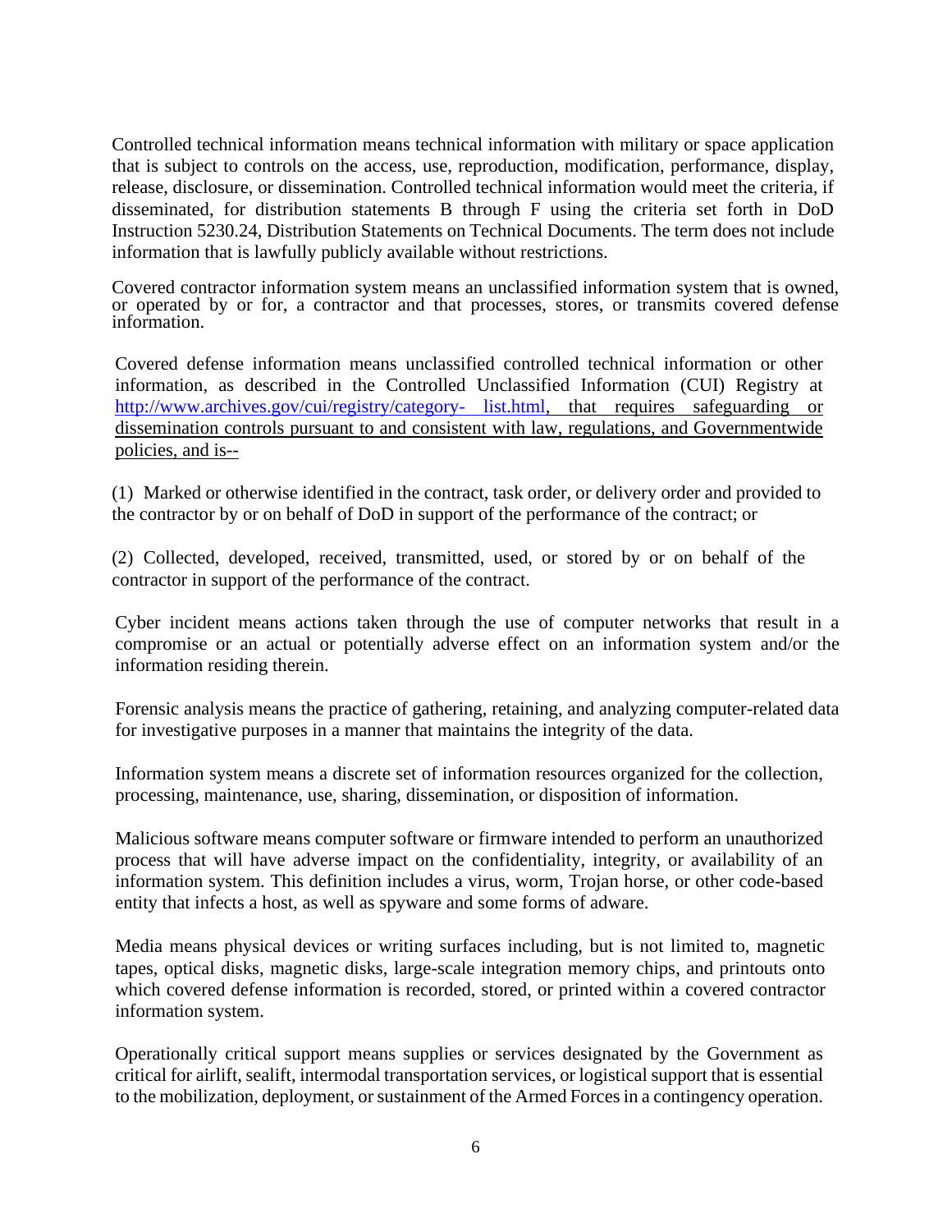Controlled technical information means technical information with military or space application that is subject to controls on the access, use, reproduction, modification, performance, display, release, disclosure, or dissemination. Controlled technical information would meet the criteria, if disseminated, for distribution statements B through F using the criteria set forth in DoD Instruction 5230.24, Distribution Statements on Technical Documents. The term does not include information that is lawfully publicly available without restrictions.

Covered contractor information system means an unclassified information system that is owned, or operated by or for, a contractor and that processes, stores, or transmits covered defense information.

Covered defense information means unclassified controlled technical information or other information, as described in the Controlled Unclassified Information (CUI) Registry at [http://www.archives.gov/cui/registry/category- list.html](http://www.archives.gov/cui/registry/category-list.html), that requires safeguarding or dissemination controls pursuant to and consistent with law, regulations, and Governmentwide policies, and is--

(1) Marked or otherwise identified in the contract, task order, or delivery order and provided to the contractor by or on behalf of DoD in support of the performance of the contract; or

(2) Collected, developed, received, transmitted, used, or stored by or on behalf of the contractor in support of the performance of the contract.

Cyber incident means actions taken through the use of computer networks that result in a compromise or an actual or potentially adverse effect on an information system and/or the information residing therein.

Forensic analysis means the practice of gathering, retaining, and analyzing computer-related data for investigative purposes in a manner that maintains the integrity of the data.

Information system means a discrete set of information resources organized for the collection, processing, maintenance, use, sharing, dissemination, or disposition of information.

Malicious software means computer software or firmware intended to perform an unauthorized process that will have adverse impact on the confidentiality, integrity, or availability of an information system. This definition includes a virus, worm, Trojan horse, or other code-based entity that infects a host, as well as spyware and some forms of adware.

Media means physical devices or writing surfaces including, but is not limited to, magnetic tapes, optical disks, magnetic disks, large-scale integration memory chips, and printouts onto which covered defense information is recorded, stored, or printed within a covered contractor information system.

Operationally critical support means supplies or services designated by the Government as critical for airlift, sealift, intermodal transportation services, or logistical support that is essential to the mobilization, deployment, or sustainment of the Armed Forces in a contingency operation.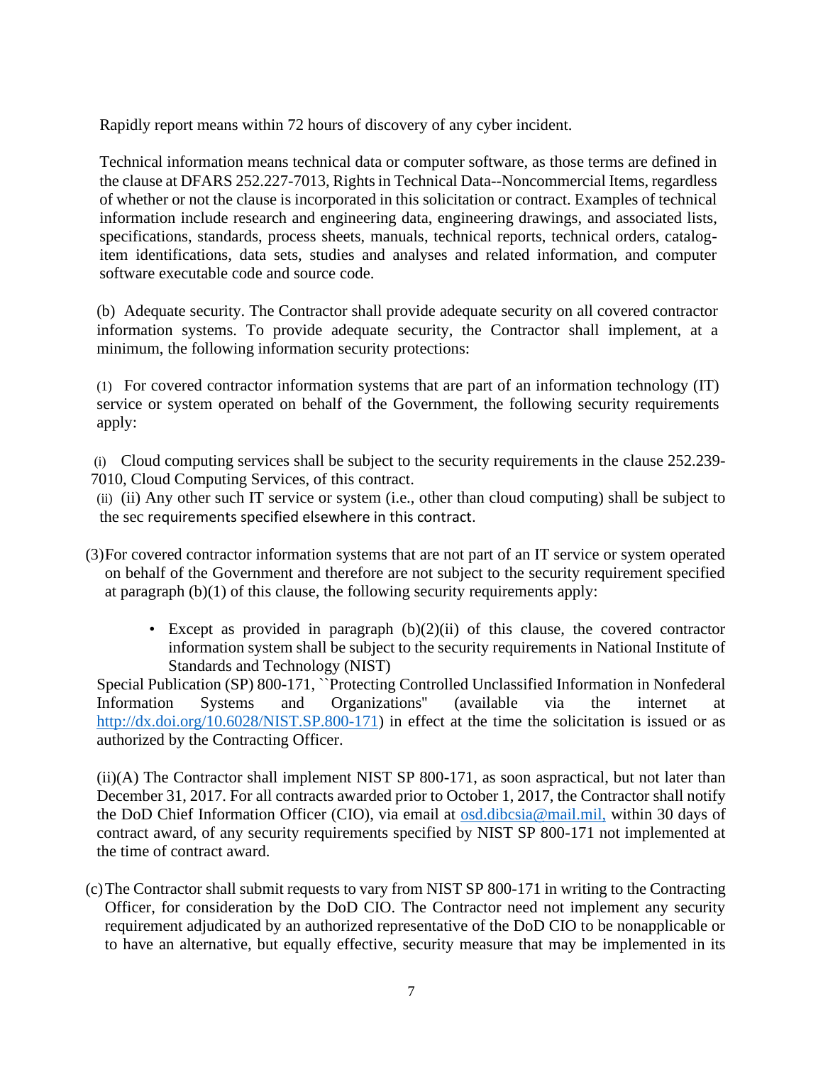Rapidly report means within 72 hours of discovery of any cyber incident.

Technical information means technical data or computer software, as those terms are defined in the clause at DFARS 252.227-7013, Rights in Technical Data--Noncommercial Items, regardless of whether or not the clause is incorporated in this solicitation or contract. Examples of technical information include research and engineering data, engineering drawings, and associated lists, specifications, standards, process sheets, manuals, technical reports, technical orders, catalog-item identifications, data sets, studies and analyses and related information, and computer software executable code and source code.

(b) Adequate security. The Contractor shall provide adequate security on all covered contractor information systems. To provide adequate security, the Contractor shall implement, at a minimum, the following information security protections:

(1) For covered contractor information systems that are part of an information technology (IT) service or system operated on behalf of the Government, the following security requirements apply:

(i) Cloud computing services shall be subject to the security requirements in the clause 252.239-7010, Cloud Computing Services, of this contract.

(ii) (ii) Any other such IT service or system (i.e., other than cloud computing) shall be subject to the sec requirements specified elsewhere in this contract.

(3) For covered contractor information systems that are not part of an IT service or system operated on behalf of the Government and therefore are not subject to the security requirement specified at paragraph (b)(1) of this clause, the following security requirements apply:

- Except as provided in paragraph (b)(2)(ii) of this clause, the covered contractor information system shall be subject to the security requirements in National Institute of Standards and Technology (NIST)

Special Publication (SP) 800-171, ``Protecting Controlled Unclassified Information in Nonfederal Information Systems and Organizations'' (available via the internet at http://dx.doi.org/10.6028/NIST.SP.800-171) in effect at the time the solicitation is issued or as authorized by the Contracting Officer.

(ii)(A) The Contractor shall implement NIST SP 800-171, as soon aspractical, but not later than December 31, 2017. For all contracts awarded prior to October 1, 2017, the Contractor shall notify the DoD Chief Information Officer (CIO), via email at osd.dibcsia@mail.mil, within 30 days of contract award, of any security requirements specified by NIST SP 800-171 not implemented at the time of contract award.

(c) The Contractor shall submit requests to vary from NIST SP 800-171 in writing to the Contracting Officer, for consideration by the DoD CIO. The Contractor need not implement any security requirement adjudicated by an authorized representative of the DoD CIO to be nonapplicable or to have an alternative, but equally effective, security measure that may be implemented in its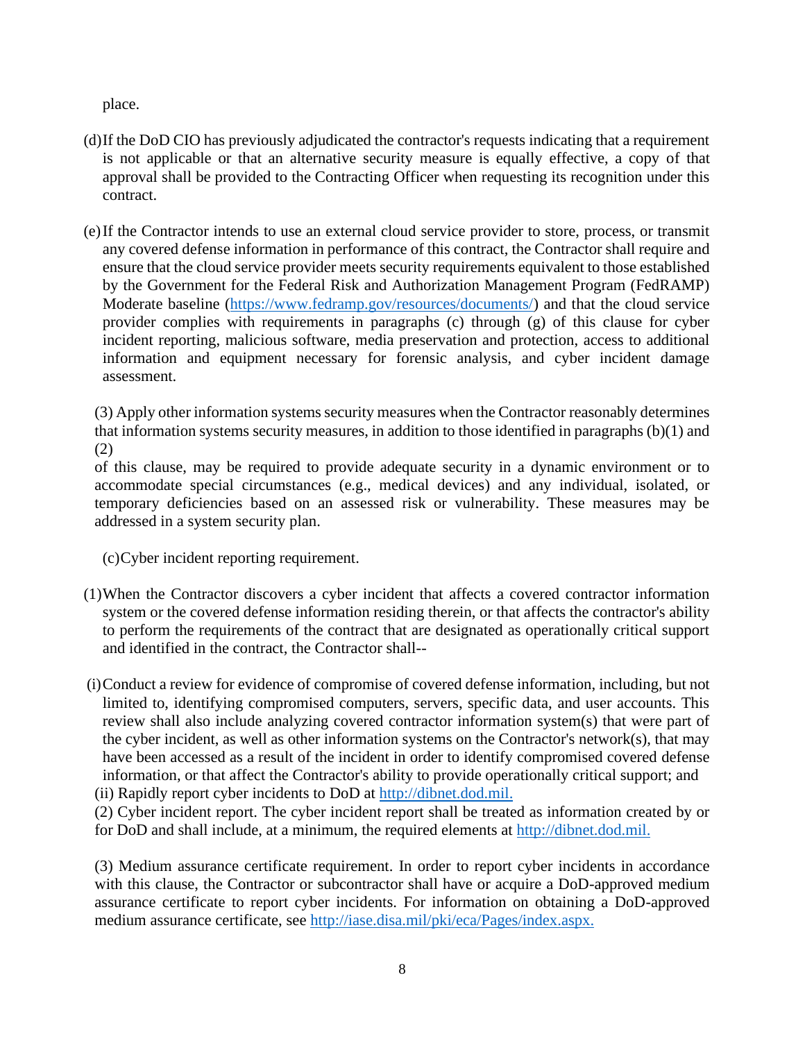place.

(d) If the DoD CIO has previously adjudicated the contractor's requests indicating that a requirement is not applicable or that an alternative security measure is equally effective, a copy of that approval shall be provided to the Contracting Officer when requesting its recognition under this contract.

(e) If the Contractor intends to use an external cloud service provider to store, process, or transmit any covered defense information in performance of this contract, the Contractor shall require and ensure that the cloud service provider meets security requirements equivalent to those established by the Government for the Federal Risk and Authorization Management Program (FedRAMP) Moderate baseline ([https://www.fedramp.gov/resources/documents/](https://www.fedramp.gov/resources/documents/)) and that the cloud service provider complies with requirements in paragraphs (c) through (g) of this clause for cyber incident reporting, malicious software, media preservation and protection, access to additional information and equipment necessary for forensic analysis, and cyber incident damage assessment.

(3) Apply other information systems security measures when the Contractor reasonably determines that information systems security measures, in addition to those identified in paragraphs (b)(1) and (2)
of this clause, may be required to provide adequate security in a dynamic environment or to accommodate special circumstances (e.g., medical devices) and any individual, isolated, or temporary deficiencies based on an assessed risk or vulnerability. These measures may be addressed in a system security plan.

(c) Cyber incident reporting requirement.

(1) When the Contractor discovers a cyber incident that affects a covered contractor information system or the covered defense information residing therein, or that affects the contractor's ability to perform the requirements of the contract that are designated as operationally critical support and identified in the contract, the Contractor shall--

(i) Conduct a review for evidence of compromise of covered defense information, including, but not limited to, identifying compromised computers, servers, specific data, and user accounts. This review shall also include analyzing covered contractor information system(s) that were part of the cyber incident, as well as other information systems on the Contractor's network(s), that may have been accessed as a result of the incident in order to identify compromised covered defense information, or that affect the Contractor's ability to provide operationally critical support; and

(ii) Rapidly report cyber incidents to DoD at [http://dibnet.dod.mil.](http://dibnet.dod.mil)

(2) Cyber incident report. The cyber incident report shall be treated as information created by or for DoD and shall include, at a minimum, the required elements at [http://dibnet.dod.mil.](http://dibnet.dod.mil)

(3) Medium assurance certificate requirement. In order to report cyber incidents in accordance with this clause, the Contractor or subcontractor shall have or acquire a DoD-approved medium assurance certificate to report cyber incidents. For information on obtaining a DoD-approved medium assurance certificate, see [http://iase.disa.mil/pki/eca/Pages/index.aspx.](http://iase.disa.mil/pki/eca/Pages/index.aspx)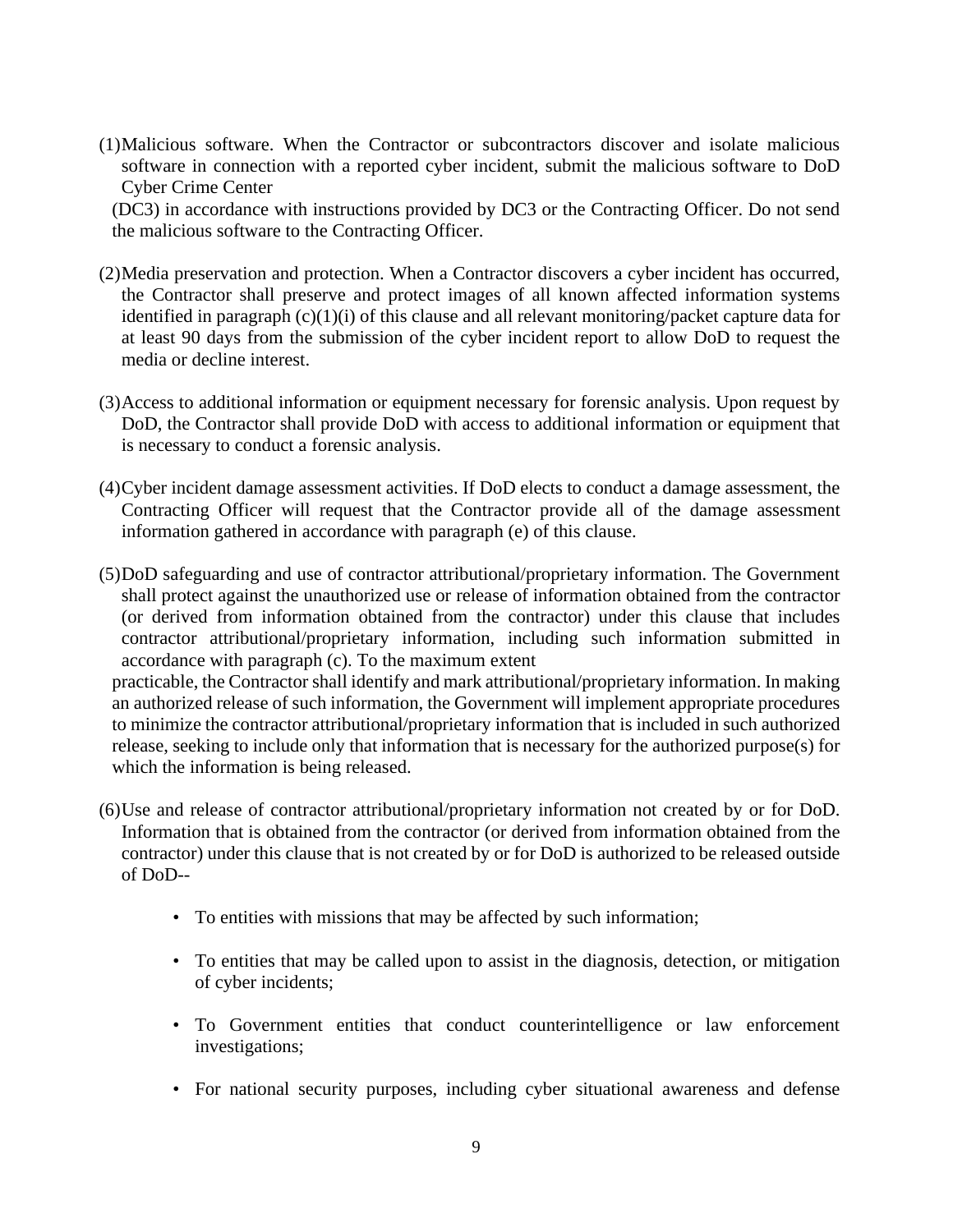(1) Malicious software. When the Contractor or subcontractors discover and isolate malicious software in connection with a reported cyber incident, submit the malicious software to DoD Cyber Crime Center (DC3) in accordance with instructions provided by DC3 or the Contracting Officer. Do not send the malicious software to the Contracting Officer.

(2) Media preservation and protection. When a Contractor discovers a cyber incident has occurred, the Contractor shall preserve and protect images of all known affected information systems identified in paragraph (c)(1)(i) of this clause and all relevant monitoring/packet capture data for at least 90 days from the submission of the cyber incident report to allow DoD to request the media or decline interest.

(3) Access to additional information or equipment necessary for forensic analysis. Upon request by DoD, the Contractor shall provide DoD with access to additional information or equipment that is necessary to conduct a forensic analysis.

(4) Cyber incident damage assessment activities. If DoD elects to conduct a damage assessment, the Contracting Officer will request that the Contractor provide all of the damage assessment information gathered in accordance with paragraph (e) of this clause.

(5) DoD safeguarding and use of contractor attributional/proprietary information. The Government shall protect against the unauthorized use or release of information obtained from the contractor (or derived from information obtained from the contractor) under this clause that includes contractor attributional/proprietary information, including such information submitted in accordance with paragraph (c). To the maximum extent practicable, the Contractor shall identify and mark attributional/proprietary information. In making an authorized release of such information, the Government will implement appropriate procedures to minimize the contractor attributional/proprietary information that is included in such authorized release, seeking to include only that information that is necessary for the authorized purpose(s) for which the information is being released.

(6) Use and release of contractor attributional/proprietary information not created by or for DoD. Information that is obtained from the contractor (or derived from information obtained from the contractor) under this clause that is not created by or for DoD is authorized to be released outside of DoD--

- To entities with missions that may be affected by such information;
- To entities that may be called upon to assist in the diagnosis, detection, or mitigation of cyber incidents;
- To Government entities that conduct counterintelligence or law enforcement investigations;
- For national security purposes, including cyber situational awareness and defense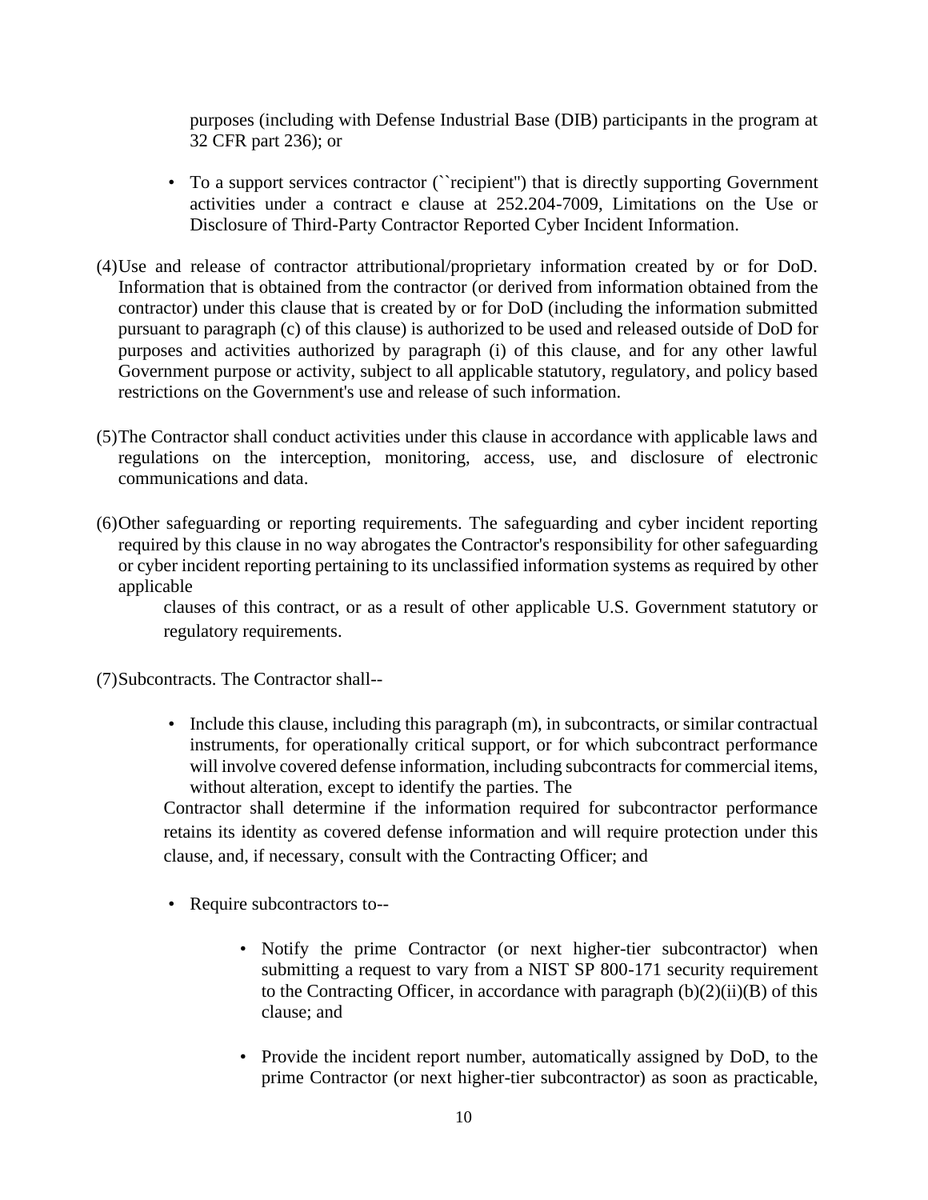purposes (including with Defense Industrial Base (DIB) participants in the program at 32 CFR part 236); or

- To a support services contractor (``recipient'') that is directly supporting Government activities under a contract e clause at 252.204-7009, Limitations on the Use or Disclosure of Third-Party Contractor Reported Cyber Incident Information.

(4) Use and release of contractor attributional/proprietary information created by or for DoD. Information that is obtained from the contractor (or derived from information obtained from the contractor) under this clause that is created by or for DoD (including the information submitted pursuant to paragraph (c) of this clause) is authorized to be used and released outside of DoD for purposes and activities authorized by paragraph (i) of this clause, and for any other lawful Government purpose or activity, subject to all applicable statutory, regulatory, and policy based restrictions on the Government's use and release of such information.

(5) The Contractor shall conduct activities under this clause in accordance with applicable laws and regulations on the interception, monitoring, access, use, and disclosure of electronic communications and data.

(6) Other safeguarding or reporting requirements. The safeguarding and cyber incident reporting required by this clause in no way abrogates the Contractor's responsibility for other safeguarding or cyber incident reporting pertaining to its unclassified information systems as required by other applicable clauses of this contract, or as a result of other applicable U.S. Government statutory or regulatory requirements.

(7) Subcontracts. The Contractor shall--

- Include this clause, including this paragraph (m), in subcontracts, or similar contractual instruments, for operationally critical support, or for which subcontract performance will involve covered defense information, including subcontracts for commercial items, without alteration, except to identify the parties. The Contractor shall determine if the information required for subcontractor performance retains its identity as covered defense information and will require protection under this clause, and, if necessary, consult with the Contracting Officer; and

- Require subcontractors to--

    - Notify the prime Contractor (or next higher-tier subcontractor) when submitting a request to vary from a NIST SP 800-171 security requirement to the Contracting Officer, in accordance with paragraph (b)(2)(ii)(B) of this clause; and

    - Provide the incident report number, automatically assigned by DoD, to the prime Contractor (or next higher-tier subcontractor) as soon as practicable,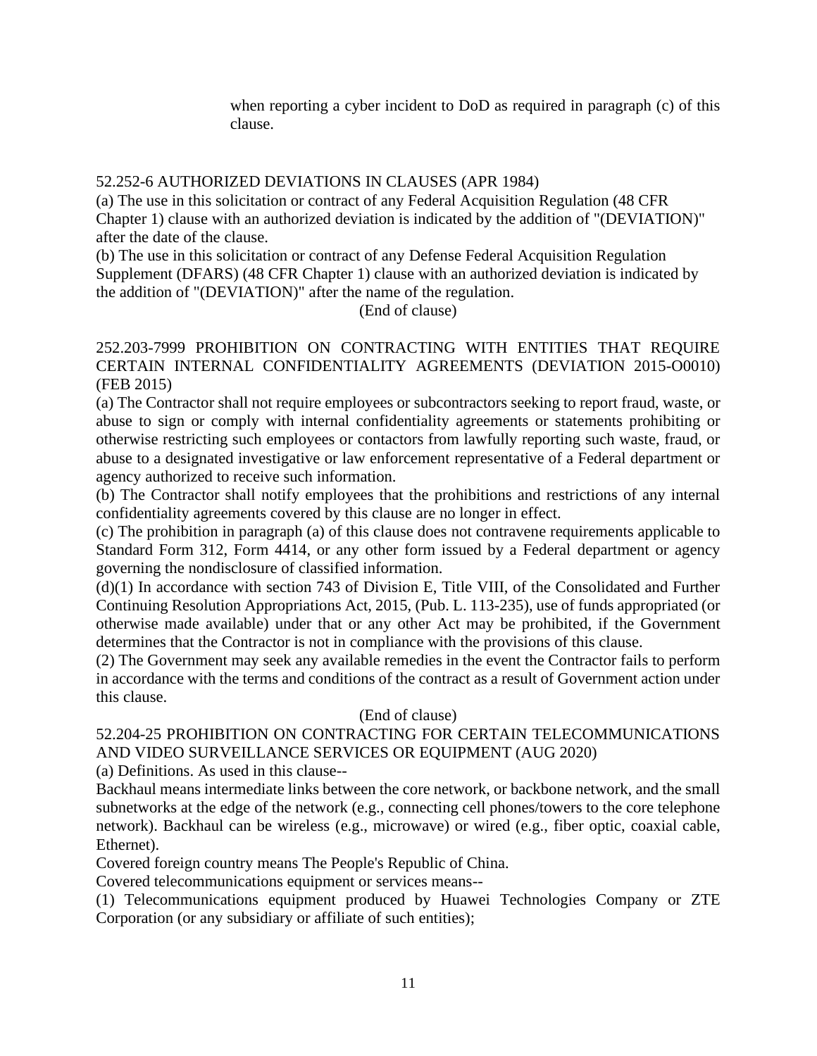when reporting a cyber incident to DoD as required in paragraph (c) of this clause.

52.252-6 AUTHORIZED DEVIATIONS IN CLAUSES (APR 1984)

(a) The use in this solicitation or contract of any Federal Acquisition Regulation (48 CFR Chapter 1) clause with an authorized deviation is indicated by the addition of "(DEVIATION)" after the date of the clause.

(b) The use in this solicitation or contract of any Defense Federal Acquisition Regulation Supplement (DFARS) (48 CFR Chapter 1) clause with an authorized deviation is indicated by the addition of "(DEVIATION)" after the name of the regulation.

(End of clause)

252.203-7999 PROHIBITION ON CONTRACTING WITH ENTITIES THAT REQUIRE CERTAIN INTERNAL CONFIDENTIALITY AGREEMENTS (DEVIATION 2015-O0010) (FEB 2015)

(a) The Contractor shall not require employees or subcontractors seeking to report fraud, waste, or abuse to sign or comply with internal confidentiality agreements or statements prohibiting or otherwise restricting such employees or contactors from lawfully reporting such waste, fraud, or abuse to a designated investigative or law enforcement representative of a Federal department or agency authorized to receive such information.

(b) The Contractor shall notify employees that the prohibitions and restrictions of any internal confidentiality agreements covered by this clause are no longer in effect.

(c) The prohibition in paragraph (a) of this clause does not contravene requirements applicable to Standard Form 312, Form 4414, or any other form issued by a Federal department or agency governing the nondisclosure of classified information.

(d)(1) In accordance with section 743 of Division E, Title VIII, of the Consolidated and Further Continuing Resolution Appropriations Act, 2015, (Pub. L. 113-235), use of funds appropriated (or otherwise made available) under that or any other Act may be prohibited, if the Government determines that the Contractor is not in compliance with the provisions of this clause.

(2) The Government may seek any available remedies in the event the Contractor fails to perform in accordance with the terms and conditions of the contract as a result of Government action under this clause.

(End of clause)

52.204-25 PROHIBITION ON CONTRACTING FOR CERTAIN TELECOMMUNICATIONS AND VIDEO SURVEILLANCE SERVICES OR EQUIPMENT (AUG 2020)

(a) Definitions. As used in this clause--

Backhaul means intermediate links between the core network, or backbone network, and the small subnetworks at the edge of the network (e.g., connecting cell phones/towers to the core telephone network). Backhaul can be wireless (e.g., microwave) or wired (e.g., fiber optic, coaxial cable, Ethernet).

Covered foreign country means The People's Republic of China.

Covered telecommunications equipment or services means--

(1) Telecommunications equipment produced by Huawei Technologies Company or ZTE Corporation (or any subsidiary or affiliate of such entities);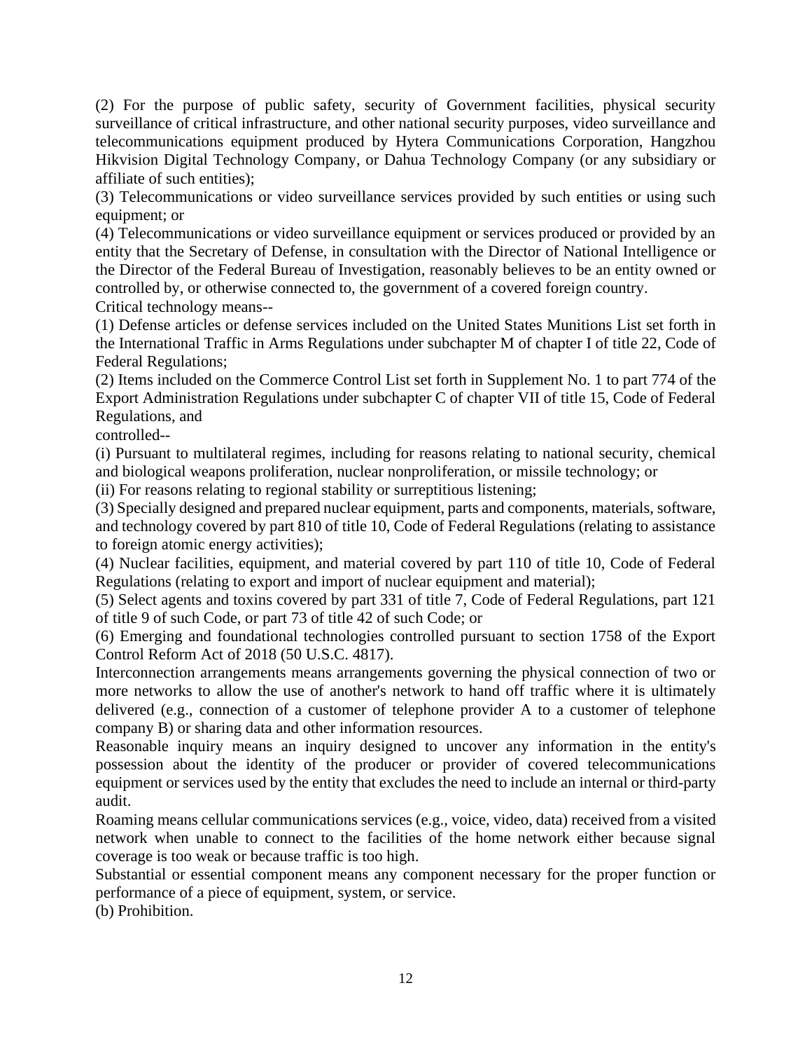(2) For the purpose of public safety, security of Government facilities, physical security surveillance of critical infrastructure, and other national security purposes, video surveillance and telecommunications equipment produced by Hytera Communications Corporation, Hangzhou Hikvision Digital Technology Company, or Dahua Technology Company (or any subsidiary or affiliate of such entities);

(3) Telecommunications or video surveillance services provided by such entities or using such equipment; or

(4) Telecommunications or video surveillance equipment or services produced or provided by an entity that the Secretary of Defense, in consultation with the Director of National Intelligence or the Director of the Federal Bureau of Investigation, reasonably believes to be an entity owned or controlled by, or otherwise connected to, the government of a covered foreign country.

Critical technology means--

(1) Defense articles or defense services included on the United States Munitions List set forth in the International Traffic in Arms Regulations under subchapter M of chapter I of title 22, Code of Federal Regulations;

(2) Items included on the Commerce Control List set forth in Supplement No. 1 to part 774 of the Export Administration Regulations under subchapter C of chapter VII of title 15, Code of Federal Regulations, and

controlled--

(i) Pursuant to multilateral regimes, including for reasons relating to national security, chemical and biological weapons proliferation, nuclear nonproliferation, or missile technology; or

(ii) For reasons relating to regional stability or surreptitious listening;

(3) Specially designed and prepared nuclear equipment, parts and components, materials, software, and technology covered by part 810 of title 10, Code of Federal Regulations (relating to assistance to foreign atomic energy activities);

(4) Nuclear facilities, equipment, and material covered by part 110 of title 10, Code of Federal Regulations (relating to export and import of nuclear equipment and material);

(5) Select agents and toxins covered by part 331 of title 7, Code of Federal Regulations, part 121 of title 9 of such Code, or part 73 of title 42 of such Code; or

(6) Emerging and foundational technologies controlled pursuant to section 1758 of the Export Control Reform Act of 2018 (50 U.S.C. 4817).

Interconnection arrangements means arrangements governing the physical connection of two or more networks to allow the use of another's network to hand off traffic where it is ultimately delivered (e.g., connection of a customer of telephone provider A to a customer of telephone company B) or sharing data and other information resources.

Reasonable inquiry means an inquiry designed to uncover any information in the entity's possession about the identity of the producer or provider of covered telecommunications equipment or services used by the entity that excludes the need to include an internal or third-party audit.

Roaming means cellular communications services (e.g., voice, video, data) received from a visited network when unable to connect to the facilities of the home network either because signal coverage is too weak or because traffic is too high.

Substantial or essential component means any component necessary for the proper function or performance of a piece of equipment, system, or service.

(b) Prohibition.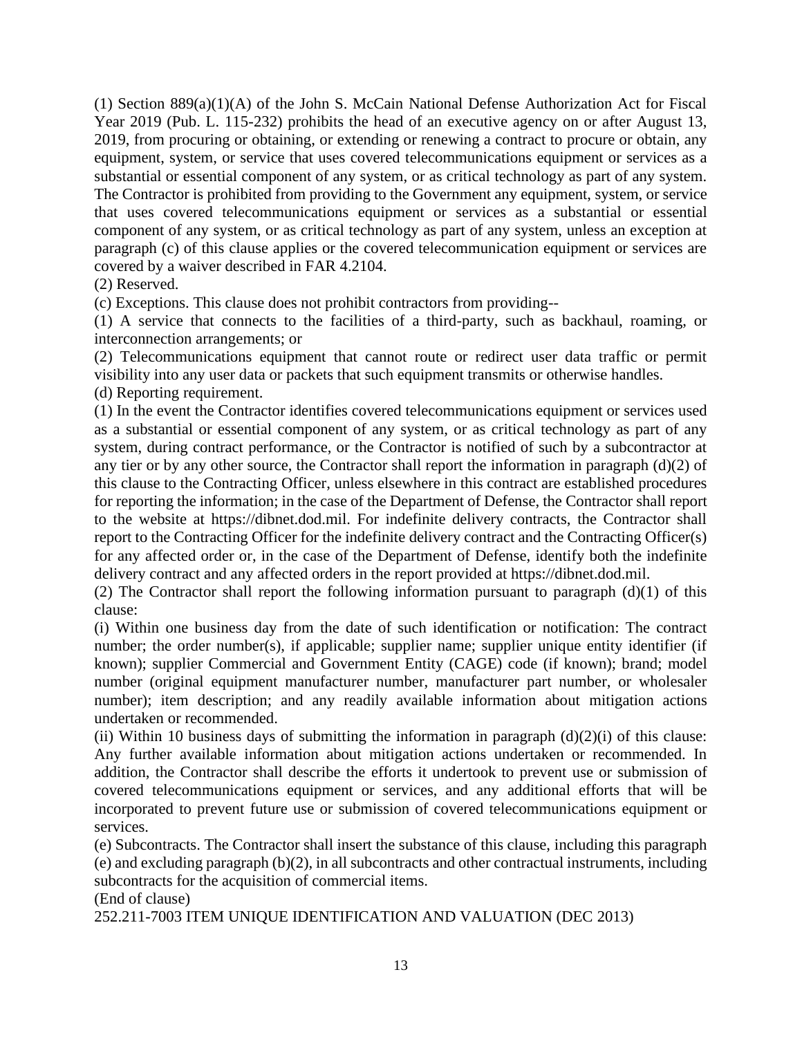(1) Section 889(a)(1)(A) of the John S. McCain National Defense Authorization Act for Fiscal Year 2019 (Pub. L. 115-232) prohibits the head of an executive agency on or after August 13, 2019, from procuring or obtaining, or extending or renewing a contract to procure or obtain, any equipment, system, or service that uses covered telecommunications equipment or services as a substantial or essential component of any system, or as critical technology as part of any system. The Contractor is prohibited from providing to the Government any equipment, system, or service that uses covered telecommunications equipment or services as a substantial or essential component of any system, or as critical technology as part of any system, unless an exception at paragraph (c) of this clause applies or the covered telecommunication equipment or services are covered by a waiver described in FAR 4.2104.

(2) Reserved.

(c) Exceptions. This clause does not prohibit contractors from providing--

(1) A service that connects to the facilities of a third-party, such as backhaul, roaming, or interconnection arrangements; or

(2) Telecommunications equipment that cannot route or redirect user data traffic or permit visibility into any user data or packets that such equipment transmits or otherwise handles.

(d) Reporting requirement.

(1) In the event the Contractor identifies covered telecommunications equipment or services used as a substantial or essential component of any system, or as critical technology as part of any system, during contract performance, or the Contractor is notified of such by a subcontractor at any tier or by any other source, the Contractor shall report the information in paragraph (d)(2) of this clause to the Contracting Officer, unless elsewhere in this contract are established procedures for reporting the information; in the case of the Department of Defense, the Contractor shall report to the website at https://dibnet.dod.mil. For indefinite delivery contracts, the Contractor shall report to the Contracting Officer for the indefinite delivery contract and the Contracting Officer(s) for any affected order or, in the case of the Department of Defense, identify both the indefinite delivery contract and any affected orders in the report provided at https://dibnet.dod.mil.

(2) The Contractor shall report the following information pursuant to paragraph (d)(1) of this clause:

(i) Within one business day from the date of such identification or notification: The contract number; the order number(s), if applicable; supplier name; supplier unique entity identifier (if known); supplier Commercial and Government Entity (CAGE) code (if known); brand; model number (original equipment manufacturer number, manufacturer part number, or wholesaler number); item description; and any readily available information about mitigation actions undertaken or recommended.

(ii) Within 10 business days of submitting the information in paragraph (d)(2)(i) of this clause: Any further available information about mitigation actions undertaken or recommended. In addition, the Contractor shall describe the efforts it undertook to prevent use or submission of covered telecommunications equipment or services, and any additional efforts that will be incorporated to prevent future use or submission of covered telecommunications equipment or services.

(e) Subcontracts. The Contractor shall insert the substance of this clause, including this paragraph (e) and excluding paragraph (b)(2), in all subcontracts and other contractual instruments, including subcontracts for the acquisition of commercial items.

(End of clause)

252.211-7003 ITEM UNIQUE IDENTIFICATION AND VALUATION (DEC 2013)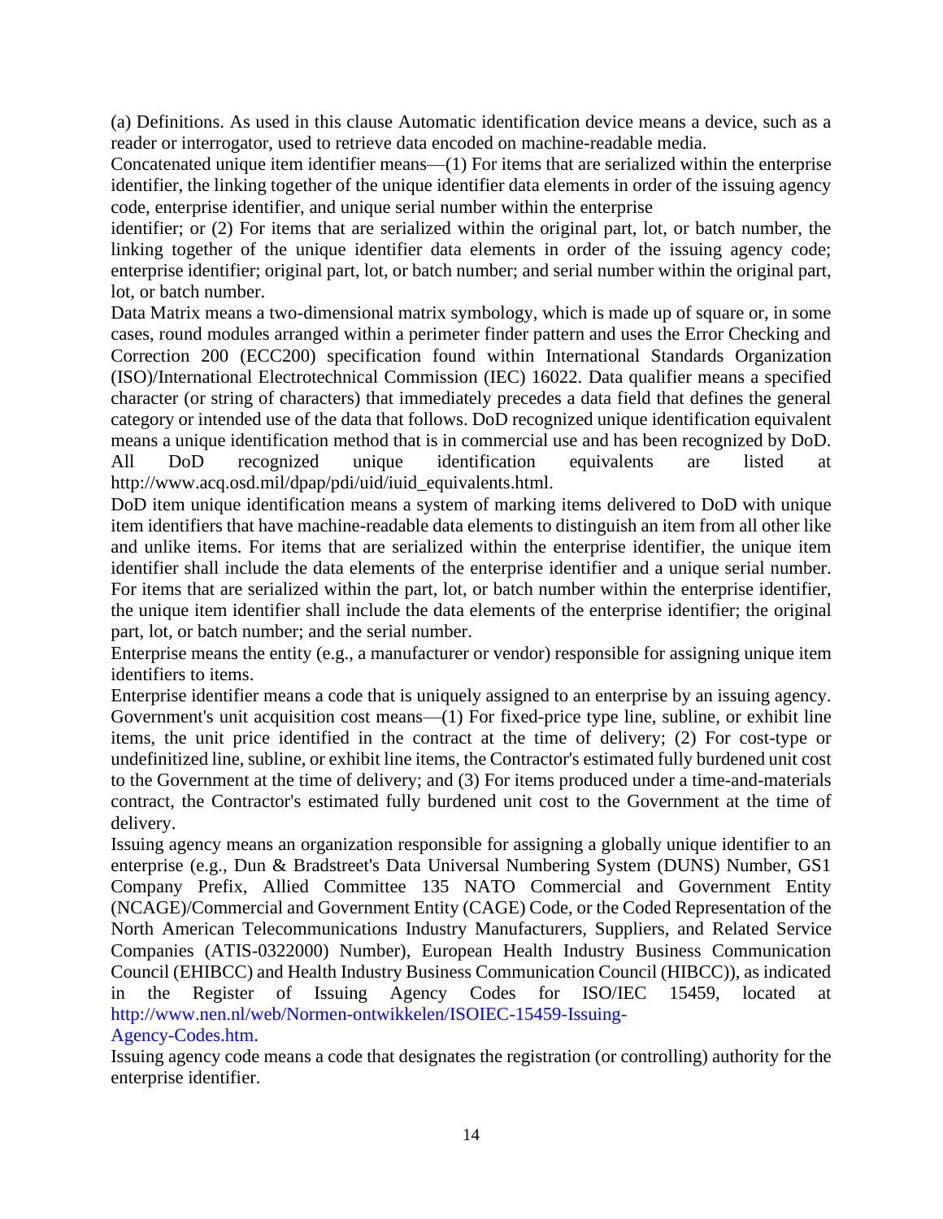(a) Definitions. As used in this clause Automatic identification device means a device, such as a reader or interrogator, used to retrieve data encoded on machine-readable media.

Concatenated unique item identifier means—(1) For items that are serialized within the enterprise identifier, the linking together of the unique identifier data elements in order of the issuing agency code, enterprise identifier, and unique serial number within the enterprise identifier; or (2) For items that are serialized within the original part, lot, or batch number, the linking together of the unique identifier data elements in order of the issuing agency code; enterprise identifier; original part, lot, or batch number; and serial number within the original part, lot, or batch number.

Data Matrix means a two-dimensional matrix symbology, which is made up of square or, in some cases, round modules arranged within a perimeter finder pattern and uses the Error Checking and Correction 200 (ECC200) specification found within International Standards Organization (ISO)/International Electrotechnical Commission (IEC) 16022. Data qualifier means a specified character (or string of characters) that immediately precedes a data field that defines the general category or intended use of the data that follows. DoD recognized unique identification equivalent means a unique identification method that is in commercial use and has been recognized by DoD. All DoD recognized unique identification equivalents are listed at http://www.acq.osd.mil/dpap/pdi/uid/iuid_equivalents.html.

DoD item unique identification means a system of marking items delivered to DoD with unique item identifiers that have machine-readable data elements to distinguish an item from all other like and unlike items. For items that are serialized within the enterprise identifier, the unique item identifier shall include the data elements of the enterprise identifier and a unique serial number. For items that are serialized within the part, lot, or batch number within the enterprise identifier, the unique item identifier shall include the data elements of the enterprise identifier; the original part, lot, or batch number; and the serial number.

Enterprise means the entity (e.g., a manufacturer or vendor) responsible for assigning unique item identifiers to items.

Enterprise identifier means a code that is uniquely assigned to an enterprise by an issuing agency. Government's unit acquisition cost means—(1) For fixed-price type line, subline, or exhibit line items, the unit price identified in the contract at the time of delivery; (2) For cost-type or undefinitized line, subline, or exhibit line items, the Contractor's estimated fully burdened unit cost to the Government at the time of delivery; and (3) For items produced under a time-and-materials contract, the Contractor's estimated fully burdened unit cost to the Government at the time of delivery.

Issuing agency means an organization responsible for assigning a globally unique identifier to an enterprise (e.g., Dun & Bradstreet's Data Universal Numbering System (DUNS) Number, GS1 Company Prefix, Allied Committee 135 NATO Commercial and Government Entity (NCAGE)/Commercial and Government Entity (CAGE) Code, or the Coded Representation of the North American Telecommunications Industry Manufacturers, Suppliers, and Related Service Companies (ATIS-0322000) Number), European Health Industry Business Communication Council (EHIBCC) and Health Industry Business Communication Council (HIBCC)), as indicated in the Register of Issuing Agency Codes for ISO/IEC 15459, located at http://www.nen.nl/web/Normen-ontwikkelen/ISOIEC-15459-Issuing-Agency-Codes.htm.

Issuing agency code means a code that designates the registration (or controlling) authority for the enterprise identifier.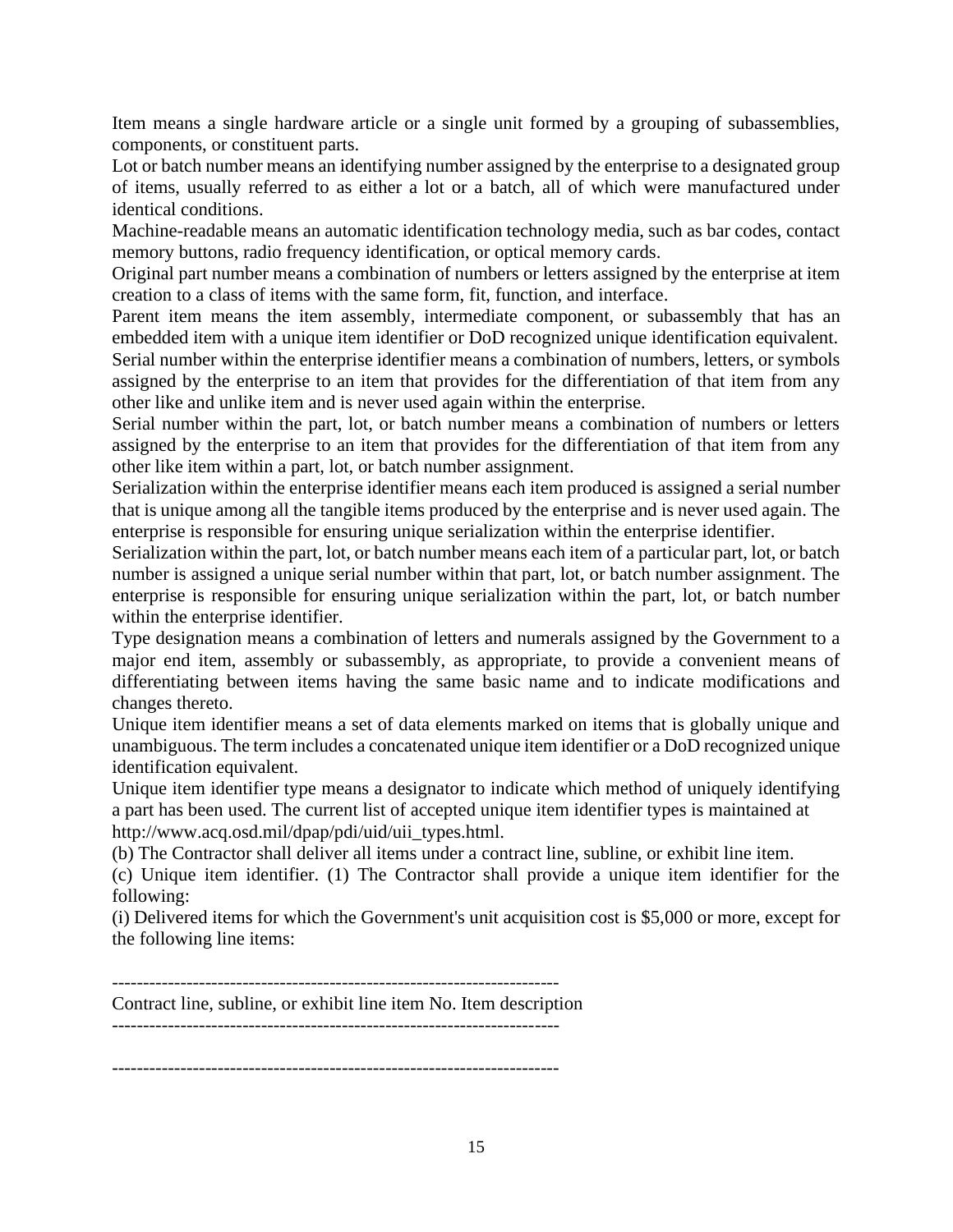Item means a single hardware article or a single unit formed by a grouping of subassemblies, components, or constituent parts.

Lot or batch number means an identifying number assigned by the enterprise to a designated group of items, usually referred to as either a lot or a batch, all of which were manufactured under identical conditions.

Machine-readable means an automatic identification technology media, such as bar codes, contact memory buttons, radio frequency identification, or optical memory cards.

Original part number means a combination of numbers or letters assigned by the enterprise at item creation to a class of items with the same form, fit, function, and interface.

Parent item means the item assembly, intermediate component, or subassembly that has an embedded item with a unique item identifier or DoD recognized unique identification equivalent.

Serial number within the enterprise identifier means a combination of numbers, letters, or symbols assigned by the enterprise to an item that provides for the differentiation of that item from any other like and unlike item and is never used again within the enterprise.

Serial number within the part, lot, or batch number means a combination of numbers or letters assigned by the enterprise to an item that provides for the differentiation of that item from any other like item within a part, lot, or batch number assignment.

Serialization within the enterprise identifier means each item produced is assigned a serial number that is unique among all the tangible items produced by the enterprise and is never used again. The enterprise is responsible for ensuring unique serialization within the enterprise identifier.

Serialization within the part, lot, or batch number means each item of a particular part, lot, or batch number is assigned a unique serial number within that part, lot, or batch number assignment. The enterprise is responsible for ensuring unique serialization within the part, lot, or batch number within the enterprise identifier.

Type designation means a combination of letters and numerals assigned by the Government to a major end item, assembly or subassembly, as appropriate, to provide a convenient means of differentiating between items having the same basic name and to indicate modifications and changes thereto.

Unique item identifier means a set of data elements marked on items that is globally unique and unambiguous. The term includes a concatenated unique item identifier or a DoD recognized unique identification equivalent.

Unique item identifier type means a designator to indicate which method of uniquely identifying a part has been used. The current list of accepted unique item identifier types is maintained at http://www.acq.osd.mil/dpap/pdi/uid/uii_types.html.

(b) The Contractor shall deliver all items under a contract line, subline, or exhibit line item.

(c) Unique item identifier. (1) The Contractor shall provide a unique item identifier for the following:

(i) Delivered items for which the Government's unit acquisition cost is $5,000 or more, except for the following line items:

------------------------------------------------------------------------

Contract line, subline, or exhibit line item No. Item description

------------------------------------------------------------------------

------------------------------------------------------------------------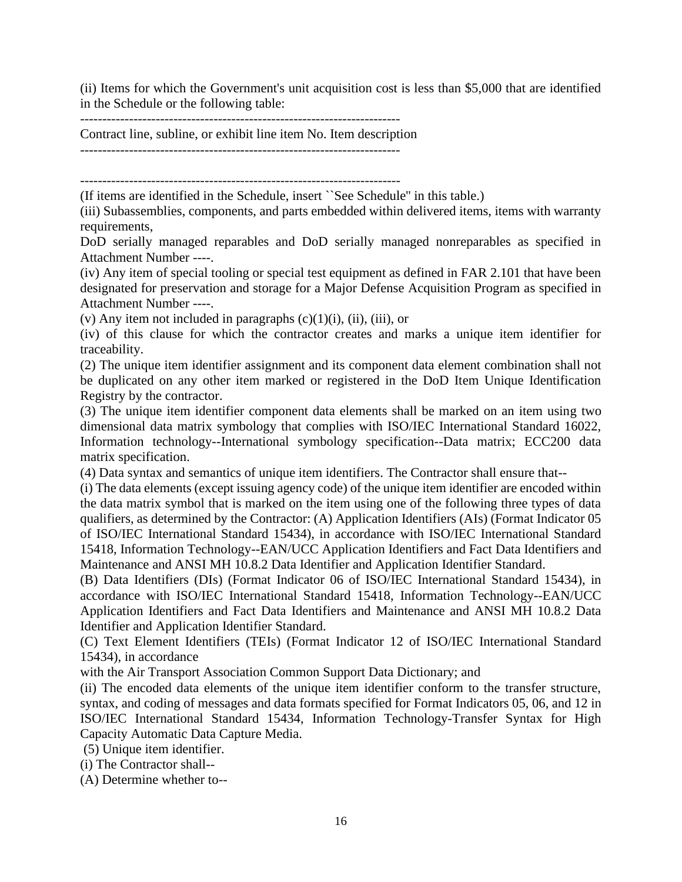(ii) Items for which the Government's unit acquisition cost is less than $5,000 that are identified in the Schedule or the following table:

| Contract line, subline, or exhibit line item No. | Item description |
| --- | --- |
| | |

(If items are identified in the Schedule, insert ``See Schedule'' in this table.)

(iii) Subassemblies, components, and parts embedded within delivered items, items with warranty requirements,

DoD serially managed reparables and DoD serially managed nonreparables as specified in Attachment Number ----.

(iv) Any item of special tooling or special test equipment as defined in FAR 2.101 that have been designated for preservation and storage for a Major Defense Acquisition Program as specified in Attachment Number ----.

(v) Any item not included in paragraphs (c)(1)(i), (ii), (iii), or

(iv) of this clause for which the contractor creates and marks a unique item identifier for traceability.

(2) The unique item identifier assignment and its component data element combination shall not be duplicated on any other item marked or registered in the DoD Item Unique Identification Registry by the contractor.

(3) The unique item identifier component data elements shall be marked on an item using two dimensional data matrix symbology that complies with ISO/IEC International Standard 16022, Information technology--International symbology specification--Data matrix; ECC200 data matrix specification.

(4) Data syntax and semantics of unique item identifiers. The Contractor shall ensure that--

(i) The data elements (except issuing agency code) of the unique item identifier are encoded within the data matrix symbol that is marked on the item using one of the following three types of data qualifiers, as determined by the Contractor: (A) Application Identifiers (AIs) (Format Indicator 05 of ISO/IEC International Standard 15434), in accordance with ISO/IEC International Standard 15418, Information Technology--EAN/UCC Application Identifiers and Fact Data Identifiers and Maintenance and ANSI MH 10.8.2 Data Identifier and Application Identifier Standard.

(B) Data Identifiers (DIs) (Format Indicator 06 of ISO/IEC International Standard 15434), in accordance with ISO/IEC International Standard 15418, Information Technology--EAN/UCC Application Identifiers and Fact Data Identifiers and Maintenance and ANSI MH 10.8.2 Data Identifier and Application Identifier Standard.

(C) Text Element Identifiers (TEIs) (Format Indicator 12 of ISO/IEC International Standard 15434), in accordance

with the Air Transport Association Common Support Data Dictionary; and

(ii) The encoded data elements of the unique item identifier conform to the transfer structure, syntax, and coding of messages and data formats specified for Format Indicators 05, 06, and 12 in ISO/IEC International Standard 15434, Information Technology-Transfer Syntax for High Capacity Automatic Data Capture Media.

(5) Unique item identifier.

(i) The Contractor shall--

(A) Determine whether to--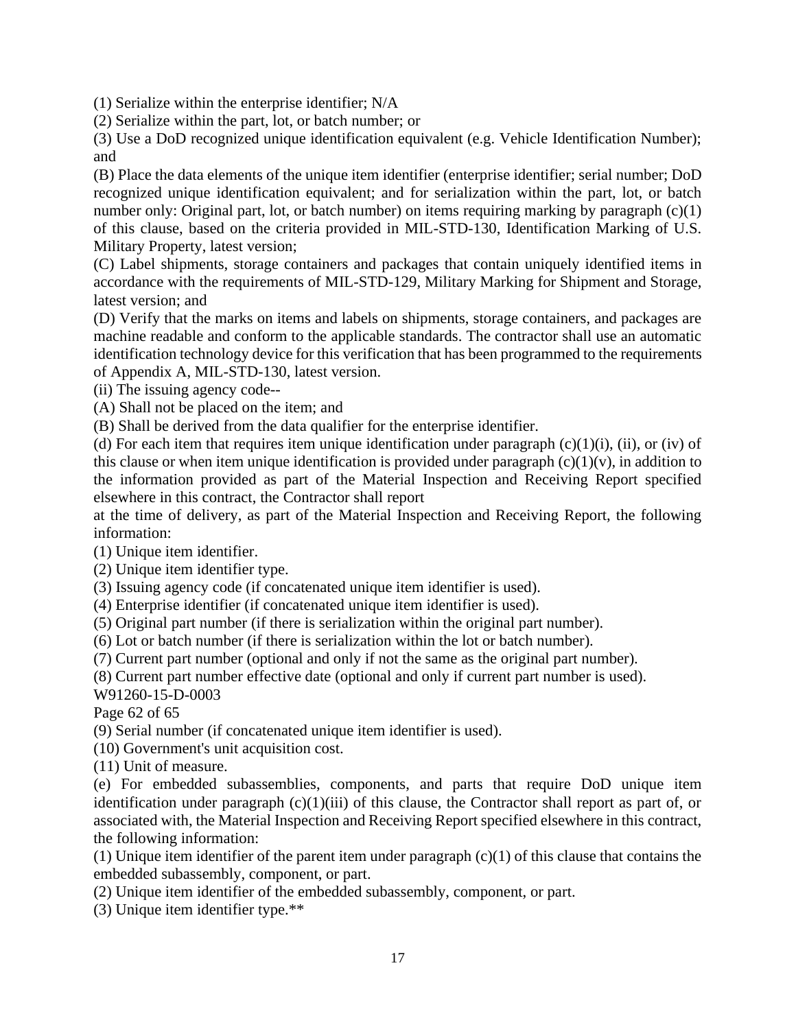(1) Serialize within the enterprise identifier; N/A

(2) Serialize within the part, lot, or batch number; or

(3) Use a DoD recognized unique identification equivalent (e.g. Vehicle Identification Number); and

(B) Place the data elements of the unique item identifier (enterprise identifier; serial number; DoD recognized unique identification equivalent; and for serialization within the part, lot, or batch number only: Original part, lot, or batch number) on items requiring marking by paragraph (c)(1) of this clause, based on the criteria provided in MIL-STD-130, Identification Marking of U.S. Military Property, latest version;

(C) Label shipments, storage containers and packages that contain uniquely identified items in accordance with the requirements of MIL-STD-129, Military Marking for Shipment and Storage, latest version; and

(D) Verify that the marks on items and labels on shipments, storage containers, and packages are machine readable and conform to the applicable standards. The contractor shall use an automatic identification technology device for this verification that has been programmed to the requirements of Appendix A, MIL-STD-130, latest version.

(ii) The issuing agency code--

(A) Shall not be placed on the item; and

(B) Shall be derived from the data qualifier for the enterprise identifier.

(d) For each item that requires item unique identification under paragraph (c)(1)(i), (ii), or (iv) of this clause or when item unique identification is provided under paragraph (c)(1)(v), in addition to the information provided as part of the Material Inspection and Receiving Report specified elsewhere in this contract, the Contractor shall report

at the time of delivery, as part of the Material Inspection and Receiving Report, the following information:

(1) Unique item identifier.

(2) Unique item identifier type.

(3) Issuing agency code (if concatenated unique item identifier is used).

(4) Enterprise identifier (if concatenated unique item identifier is used).

(5) Original part number (if there is serialization within the original part number).

(6) Lot or batch number (if there is serialization within the lot or batch number).

(7) Current part number (optional and only if not the same as the original part number).

(8) Current part number effective date (optional and only if current part number is used).

W91260-15-D-0003

Page 62 of 65

(9) Serial number (if concatenated unique item identifier is used).

(10) Government's unit acquisition cost.

(11) Unit of measure.

(e) For embedded subassemblies, components, and parts that require DoD unique item identification under paragraph (c)(1)(iii) of this clause, the Contractor shall report as part of, or associated with, the Material Inspection and Receiving Report specified elsewhere in this contract, the following information:

(1) Unique item identifier of the parent item under paragraph (c)(1) of this clause that contains the embedded subassembly, component, or part.

(2) Unique item identifier of the embedded subassembly, component, or part.

(3) Unique item identifier type.**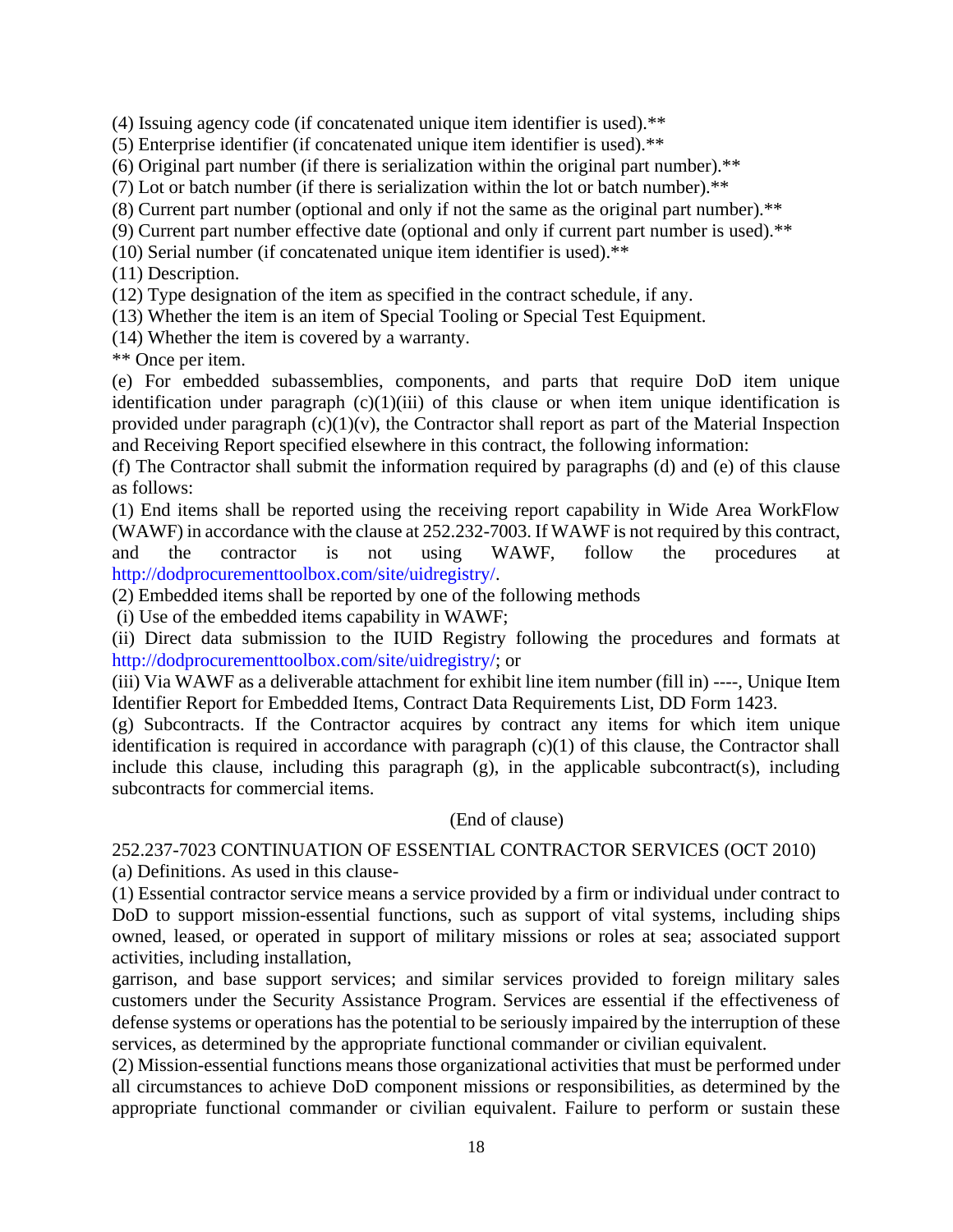(4) Issuing agency code (if concatenated unique item identifier is used).**
(5) Enterprise identifier (if concatenated unique item identifier is used).**
(6) Original part number (if there is serialization within the original part number).**
(7) Lot or batch number (if there is serialization within the lot or batch number).**
(8) Current part number (optional and only if not the same as the original part number).**
(9) Current part number effective date (optional and only if current part number is used).**
(10) Serial number (if concatenated unique item identifier is used).**
(11) Description.
(12) Type designation of the item as specified in the contract schedule, if any.
(13) Whether the item is an item of Special Tooling or Special Test Equipment.
(14) Whether the item is covered by a warranty.
** Once per item.

(e) For embedded subassemblies, components, and parts that require DoD item unique identification under paragraph (c)(1)(iii) of this clause or when item unique identification is provided under paragraph (c)(1)(v), the Contractor shall report as part of the Material Inspection and Receiving Report specified elsewhere in this contract, the following information:

(f) The Contractor shall submit the information required by paragraphs (d) and (e) of this clause as follows:

(1) End items shall be reported using the receiving report capability in Wide Area WorkFlow (WAWF) in accordance with the clause at 252.232-7003. If WAWF is not required by this contract, and the contractor is not using WAWF, follow the procedures at http://dodprocurementtoolbox.com/site/uidregistry/.

(2) Embedded items shall be reported by one of the following methods

(i) Use of the embedded items capability in WAWF;

(ii) Direct data submission to the IUID Registry following the procedures and formats at http://dodprocurementtoolbox.com/site/uidregistry/; or

(iii) Via WAWF as a deliverable attachment for exhibit line item number (fill in) ----, Unique Item Identifier Report for Embedded Items, Contract Data Requirements List, DD Form 1423.

(g) Subcontracts. If the Contractor acquires by contract any items for which item unique identification is required in accordance with paragraph (c)(1) of this clause, the Contractor shall include this clause, including this paragraph (g), in the applicable subcontract(s), including subcontracts for commercial items.

(End of clause)

252.237-7023 CONTINUATION OF ESSENTIAL CONTRACTOR SERVICES (OCT 2010)

(a) Definitions. As used in this clause-

(1) Essential contractor service means a service provided by a firm or individual under contract to DoD to support mission-essential functions, such as support of vital systems, including ships owned, leased, or operated in support of military missions or roles at sea; associated support activities, including installation, garrison, and base support services; and similar services provided to foreign military sales customers under the Security Assistance Program. Services are essential if the effectiveness of defense systems or operations has the potential to be seriously impaired by the interruption of these services, as determined by the appropriate functional commander or civilian equivalent.

(2) Mission-essential functions means those organizational activities that must be performed under all circumstances to achieve DoD component missions or responsibilities, as determined by the appropriate functional commander or civilian equivalent. Failure to perform or sustain these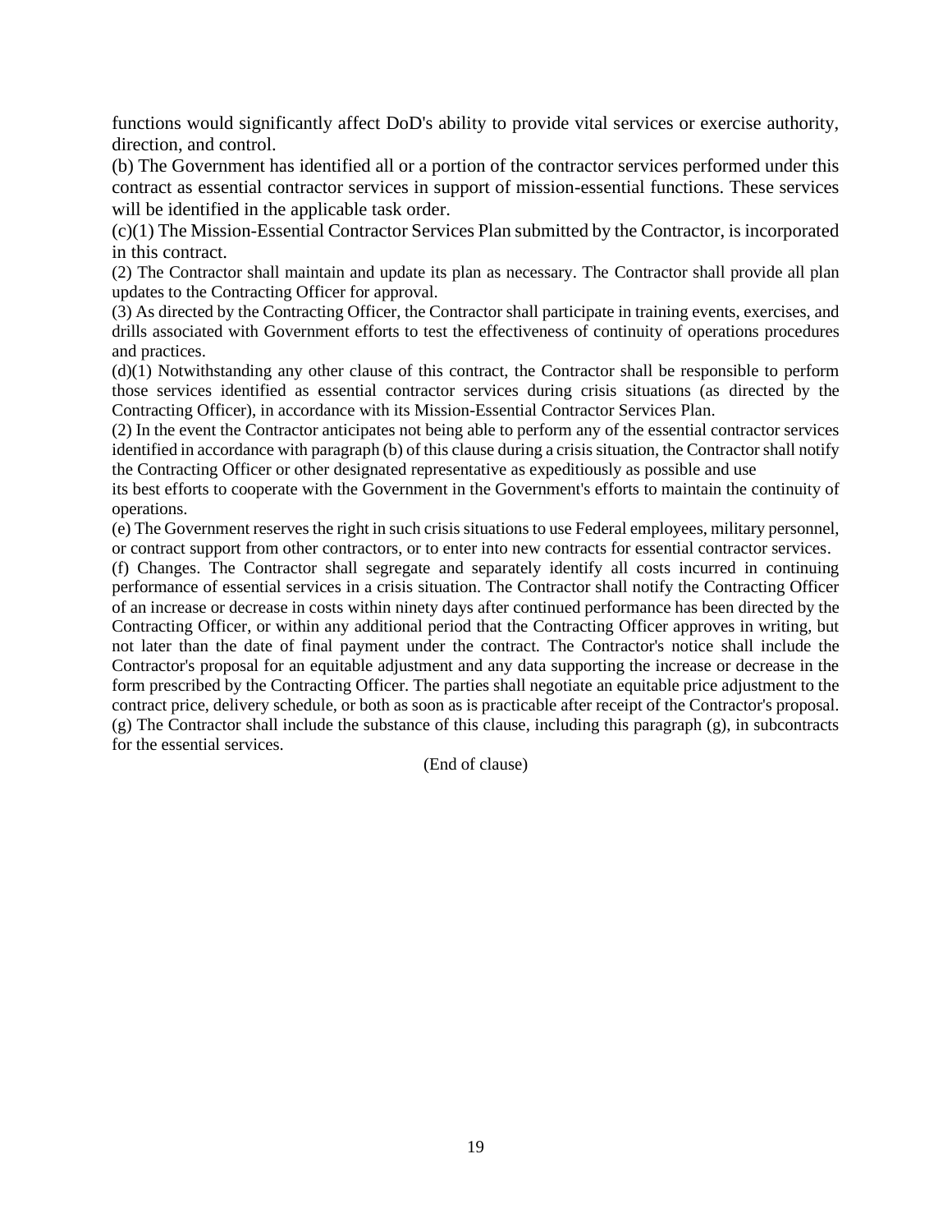functions would significantly affect DoD's ability to provide vital services or exercise authority, direction, and control.

(b) The Government has identified all or a portion of the contractor services performed under this contract as essential contractor services in support of mission-essential functions. These services will be identified in the applicable task order.

(c)(1) The Mission-Essential Contractor Services Plan submitted by the Contractor, is incorporated in this contract.

(2) The Contractor shall maintain and update its plan as necessary. The Contractor shall provide all plan updates to the Contracting Officer for approval.

(3) As directed by the Contracting Officer, the Contractor shall participate in training events, exercises, and drills associated with Government efforts to test the effectiveness of continuity of operations procedures and practices.

(d)(1) Notwithstanding any other clause of this contract, the Contractor shall be responsible to perform those services identified as essential contractor services during crisis situations (as directed by the Contracting Officer), in accordance with its Mission-Essential Contractor Services Plan.

(2) In the event the Contractor anticipates not being able to perform any of the essential contractor services identified in accordance with paragraph (b) of this clause during a crisis situation, the Contractor shall notify the Contracting Officer or other designated representative as expeditiously as possible and use its best efforts to cooperate with the Government in the Government's efforts to maintain the continuity of operations.

(e) The Government reserves the right in such crisis situations to use Federal employees, military personnel, or contract support from other contractors, or to enter into new contracts for essential contractor services.

(f) Changes. The Contractor shall segregate and separately identify all costs incurred in continuing performance of essential services in a crisis situation. The Contractor shall notify the Contracting Officer of an increase or decrease in costs within ninety days after continued performance has been directed by the Contracting Officer, or within any additional period that the Contracting Officer approves in writing, but not later than the date of final payment under the contract. The Contractor's notice shall include the Contractor's proposal for an equitable adjustment and any data supporting the increase or decrease in the form prescribed by the Contracting Officer. The parties shall negotiate an equitable price adjustment to the contract price, delivery schedule, or both as soon as is practicable after receipt of the Contractor's proposal.

(g) The Contractor shall include the substance of this clause, including this paragraph (g), in subcontracts for the essential services.

(End of clause)